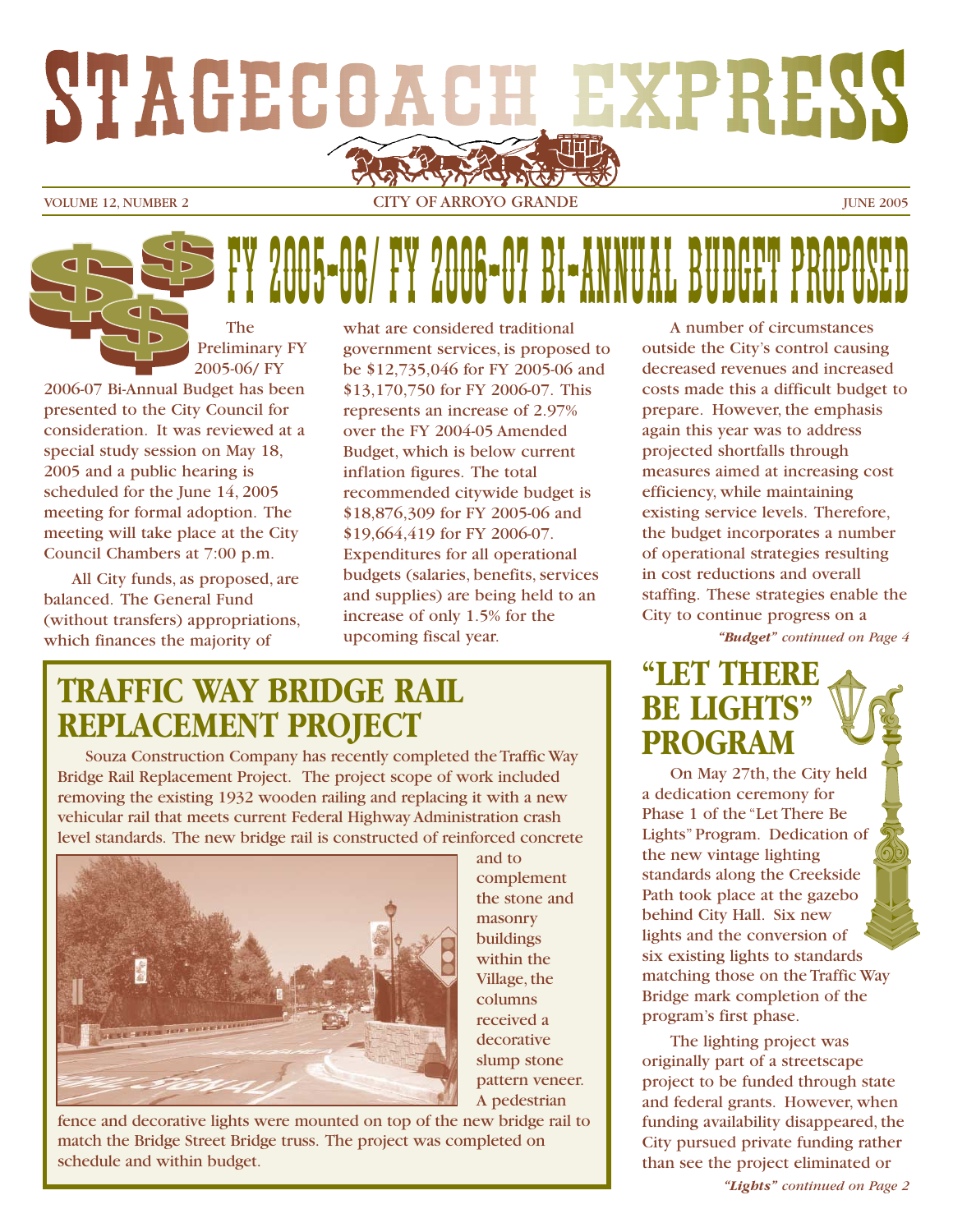// STAGECOACH EXPRESS

VOLUME 12, NUMBER 2 — CITY OF ARROYO GRANDE — JUNE 2005

## FY 2005-06/ FY 2006-07 BI-ANNUAL BUDGET PROPOSED

The Preliminary FY 2005-06/ FY 2006-07 Bi-Annual Budget has been presented to the City Council for consideration. It was reviewed at a special study session on May 18, 2005 and a public hearing is scheduled for the June 14, 2005 meeting for formal adoption. The meeting will take place at the City Council Chambers at 7:00 p.m.

All City funds, as proposed, are balanced. The General Fund (without transfers) appropriations, which finances the majority of what are considered traditional government services, is proposed to be $12,735,046 for FY 2005-06 and $13,170,750 for FY 2006-07. This represents an increase of 2.97% over the FY 2004-05 Amended Budget, which is below current inflation figures. The total recommended citywide budget is $18,876,309 for FY 2005-06 and $19,664,419 for FY 2006-07. Expenditures for all operational budgets (salaries, benefits, services and supplies) are being held to an increase of only 1.5% for the upcoming fiscal year.

A number of circumstances outside the City's control causing decreased revenues and increased costs made this a difficult budget to prepare. However, the emphasis again this year was to address projected shortfalls through measures aimed at increasing cost efficiency, while maintaining existing service levels. Therefore, the budget incorporates a number of operational strategies resulting in cost reductions and overall staffing. These strategies enable the City to continue progress on a

***"Budget"** continued on Page 4*

## TRAFFIC WAY BRIDGE RAIL REPLACEMENT PROJECT

Souza Construction Company has recently completed the Traffic Way Bridge Rail Replacement Project. The project scope of work included removing the existing 1932 wooden railing and replacing it with a new vehicular rail that meets current Federal Highway Administration crash level standards. The new bridge rail is constructed of reinforced concrete and to complement the stone and masonry buildings within the Village, the columns received a decorative slump stone pattern veneer. A pedestrian fence and decorative lights were mounted on top of the new bridge rail to match the Bridge Street Bridge truss. The project was completed on schedule and within budget.

## "LET THERE BE LIGHTS" PROGRAM

On May 27th, the City held a dedication ceremony for Phase 1 of the "Let There Be Lights" Program. Dedication of the new vintage lighting standards along the Creekside Path took place at the gazebo behind City Hall. Six new lights and the conversion of six existing lights to standards matching those on the Traffic Way Bridge mark completion of the program's first phase.

The lighting project was originally part of a streetscape project to be funded through state and federal grants. However, when funding availability disappeared, the City pursued private funding rather than see the project eliminated or

***"Lights"** continued on Page 2*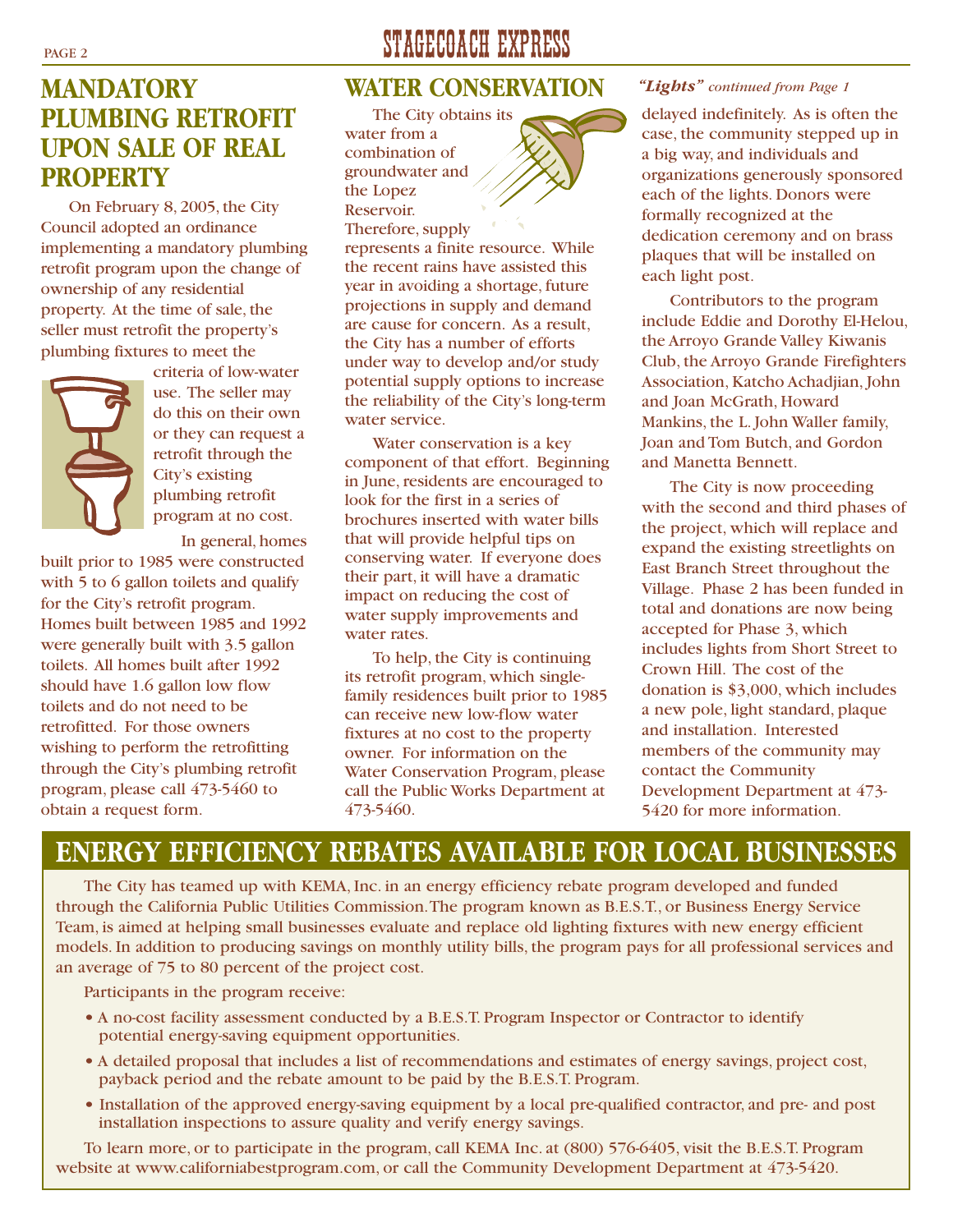## MANDATORY PLUMBING RETROFIT UPON SALE OF REAL PROPERTY

On February 8, 2005, the City Council adopted an ordinance implementing a mandatory plumbing retrofit program upon the change of ownership of any residential property. At the time of sale, the seller must retrofit the property's plumbing fixtures to meet the criteria of low-water use. The seller may do this on their own or they can request a retrofit through the City's existing plumbing retrofit program at no cost.

In general, homes built prior to 1985 were constructed with 5 to 6 gallon toilets and qualify for the City's retrofit program. Homes built between 1985 and 1992 were generally built with 3.5 gallon toilets. All homes built after 1992 should have 1.6 gallon low flow toilets and do not need to be retrofitted. For those owners wishing to perform the retrofitting through the City's plumbing retrofit program, please call 473-5460 to obtain a request form.

## WATER CONSERVATION

The City obtains its water from a combination of groundwater and the Lopez Reservoir. Therefore, supply represents a finite resource. While the recent rains have assisted this year in avoiding a shortage, future projections in supply and demand are cause for concern. As a result, the City has a number of efforts under way to develop and/or study potential supply options to increase the reliability of the City's long-term water service.

Water conservation is a key component of that effort. Beginning in June, residents are encouraged to look for the first in a series of brochures inserted with water bills that will provide helpful tips on conserving water. If everyone does their part, it will have a dramatic impact on reducing the cost of water supply improvements and water rates.

To help, the City is continuing its retrofit program, which single-family residences built prior to 1985 can receive new low-flow water fixtures at no cost to the property owner. For information on the Water Conservation Program, please call the Public Works Department at 473-5460.

***"Lights"*** *continued from Page 1*

delayed indefinitely. As is often the case, the community stepped up in a big way, and individuals and organizations generously sponsored each of the lights. Donors were formally recognized at the dedication ceremony and on brass plaques that will be installed on each light post.

Contributors to the program include Eddie and Dorothy El-Helou, the Arroyo Grande Valley Kiwanis Club, the Arroyo Grande Firefighters Association, Katcho Achadjian, John and Joan McGrath, Howard Mankins, the L. John Waller family, Joan and Tom Butch, and Gordon and Manetta Bennett.

The City is now proceeding with the second and third phases of the project, which will replace and expand the existing streetlights on East Branch Street throughout the Village. Phase 2 has been funded in total and donations are now being accepted for Phase 3, which includes lights from Short Street to Crown Hill. The cost of the donation is $3,000, which includes a new pole, light standard, plaque and installation. Interested members of the community may contact the Community Development Department at 473-5420 for more information.

## ENERGY EFFICIENCY REBATES AVAILABLE FOR LOCAL BUSINESSES

The City has teamed up with KEMA, Inc. in an energy efficiency rebate program developed and funded through the California Public Utilities Commission. The program known as B.E.S.T., or Business Energy Service Team, is aimed at helping small businesses evaluate and replace old lighting fixtures with new energy efficient models. In addition to producing savings on monthly utility bills, the program pays for all professional services and an average of 75 to 80 percent of the project cost.

Participants in the program receive:

- A no-cost facility assessment conducted by a B.E.S.T. Program Inspector or Contractor to identify potential energy-saving equipment opportunities.
- A detailed proposal that includes a list of recommendations and estimates of energy savings, project cost, payback period and the rebate amount to be paid by the B.E.S.T. Program.
- Installation of the approved energy-saving equipment by a local pre-qualified contractor, and pre- and post installation inspections to assure quality and verify energy savings.

To learn more, or to participate in the program, call KEMA Inc. at (800) 576-6405, visit the B.E.S.T. Program website at www.californiabestprogram.com, or call the Community Development Department at 473-5420.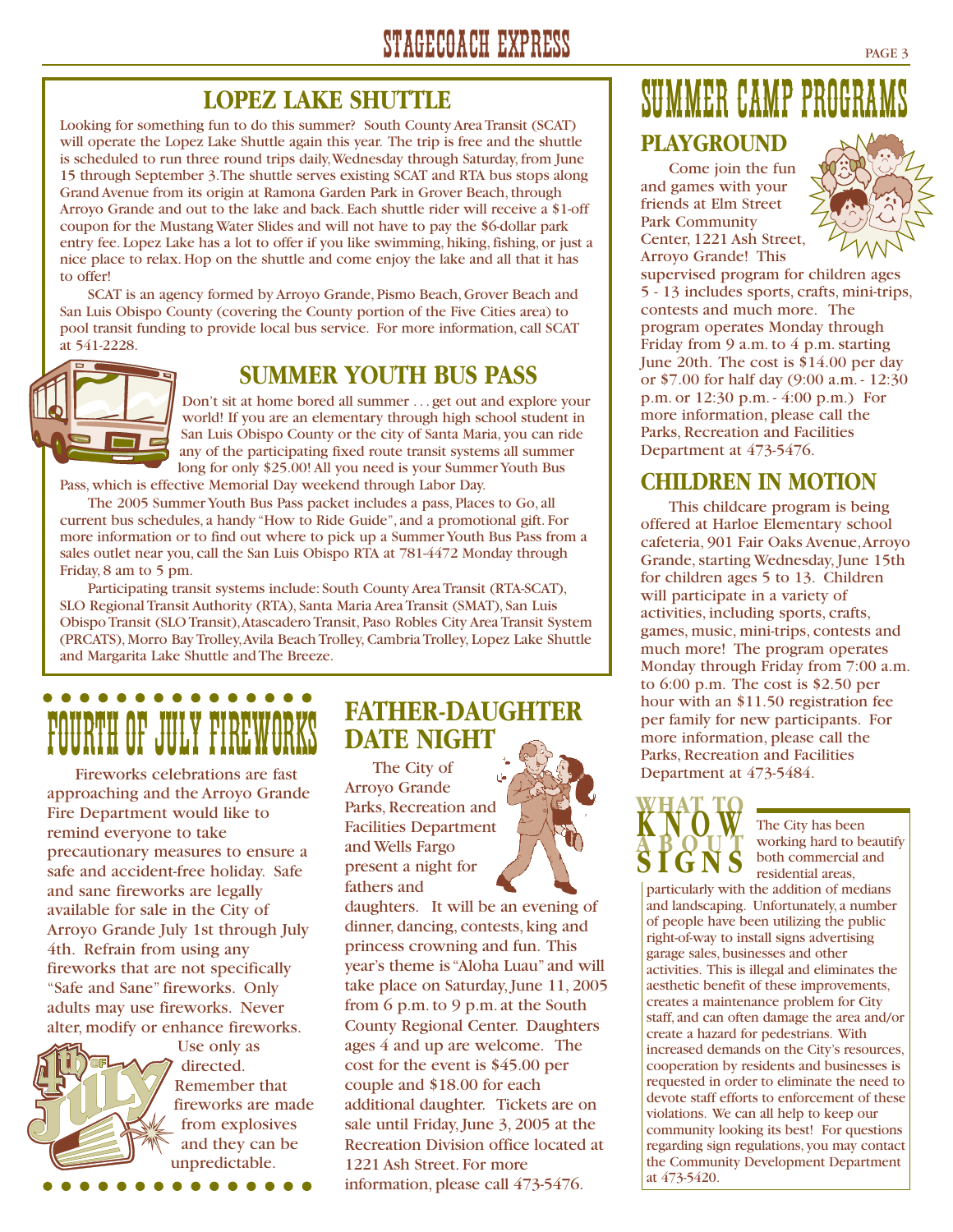## LOPEZ LAKE SHUTTLE

Looking for something fun to do this summer? South County Area Transit (SCAT) will operate the Lopez Lake Shuttle again this year. The trip is free and the shuttle is scheduled to run three round trips daily, Wednesday through Saturday, from June 15 through September 3. The shuttle serves existing SCAT and RTA bus stops along Grand Avenue from its origin at Ramona Garden Park in Grover Beach, through Arroyo Grande and out to the lake and back. Each shuttle rider will receive a $1-off coupon for the Mustang Water Slides and will not have to pay the $6-dollar park entry fee. Lopez Lake has a lot to offer if you like swimming, hiking, fishing, or just a nice place to relax. Hop on the shuttle and come enjoy the lake and all that it has to offer!

SCAT is an agency formed by Arroyo Grande, Pismo Beach, Grover Beach and San Luis Obispo County (covering the County portion of the Five Cities area) to pool transit funding to provide local bus service. For more information, call SCAT at 541-2228.

## SUMMER YOUTH BUS PASS

Don't sit at home bored all summer . . . get out and explore your world! If you are an elementary through high school student in San Luis Obispo County or the city of Santa Maria, you can ride any of the participating fixed route transit systems all summer long for only $25.00! All you need is your Summer Youth Bus Pass, which is effective Memorial Day weekend through Labor Day.

The 2005 Summer Youth Bus Pass packet includes a pass, Places to Go, all current bus schedules, a handy "How to Ride Guide", and a promotional gift. For more information or to find out where to pick up a Summer Youth Bus Pass from a sales outlet near you, call the San Luis Obispo RTA at 781-4472 Monday through Friday, 8 am to 5 pm.

Participating transit systems include: South County Area Transit (RTA-SCAT), SLO Regional Transit Authority (RTA), Santa Maria Area Transit (SMAT), San Luis Obispo Transit (SLO Transit), Atascadero Transit, Paso Robles City Area Transit System (PRCATS), Morro Bay Trolley, Avila Beach Trolley, Cambria Trolley, Lopez Lake Shuttle and Margarita Lake Shuttle and The Breeze.

## FOURTH OF JULY FIREWORKS

Fireworks celebrations are fast approaching and the Arroyo Grande Fire Department would like to remind everyone to take precautionary measures to ensure a safe and accident-free holiday. Safe and sane fireworks are legally available for sale in the City of Arroyo Grande July 1st through July 4th. Refrain from using any fireworks that are not specifically "Safe and Sane" fireworks. Only adults may use fireworks. Never alter, modify or enhance fireworks. Use only as directed. Remember that fireworks are made from explosives and they can be unpredictable.

## FATHER-DAUGHTER DATE NIGHT

The City of Arroyo Grande Parks, Recreation and Facilities Department and Wells Fargo present a night for fathers and daughters. It will be an evening of dinner, dancing, contests, king and princess crowning and fun. This year's theme is "Aloha Luau" and will take place on Saturday, June 11, 2005 from 6 p.m. to 9 p.m. at the South County Regional Center. Daughters ages 4 and up are welcome. The cost for the event is $45.00 per couple and $18.00 for each additional daughter. Tickets are on sale until Friday, June 3, 2005 at the Recreation Division office located at 1221 Ash Street. For more information, please call 473-5476.

# SUMMER CAMP PROGRAMS

## PLAYGROUND

Come join the fun and games with your friends at Elm Street Park Community Center, 1221 Ash Street, Arroyo Grande! This supervised program for children ages 5 - 13 includes sports, crafts, mini-trips, contests and much more. The program operates Monday through Friday from 9 a.m. to 4 p.m. starting June 20th. The cost is $14.00 per day or $7.00 for half day (9:00 a.m. - 12:30 p.m. or 12:30 p.m. - 4:00 p.m.) For more information, please call the Parks, Recreation and Facilities Department at 473-5476.

## CHILDREN IN MOTION

This childcare program is being offered at Harloe Elementary school cafeteria, 901 Fair Oaks Avenue, Arroyo Grande, starting Wednesday, June 15th for children ages 5 to 13. Children will participate in a variety of activities, including sports, crafts, games, music, mini-trips, contests and much more! The program operates Monday through Friday from 7:00 a.m. to 6:00 p.m. The cost is $2.50 per hour with an $11.50 registration fee per family for new participants. For more information, please call the Parks, Recreation and Facilities Department at 473-5484.

## WHAT TO KNOW ABOUT SIGNS

The City has been working hard to beautify both commercial and residential areas, particularly with the addition of medians and landscaping. Unfortunately, a number of people have been utilizing the public right-of-way to install signs advertising garage sales, businesses and other activities. This is illegal and eliminates the aesthetic benefit of these improvements, creates a maintenance problem for City staff, and can often damage the area and/or create a hazard for pedestrians. With increased demands on the City's resources, cooperation by residents and businesses is requested in order to eliminate the need to devote staff efforts to enforcement of these violations. We can all help to keep our community looking its best! For questions regarding sign regulations, you may contact the Community Development Department at 473-5420.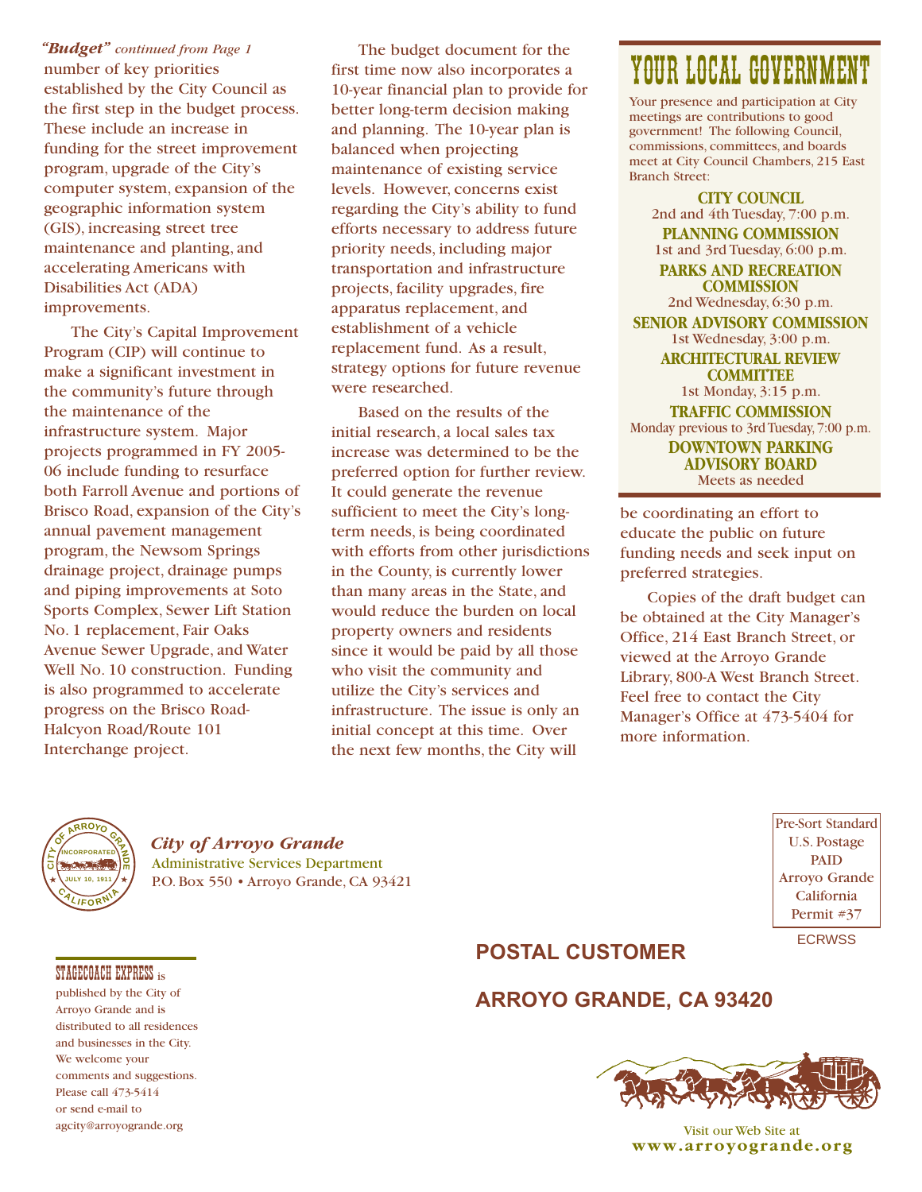*"Budget" continued from Page 1*

number of key priorities established by the City Council as the first step in the budget process. These include an increase in funding for the street improvement program, upgrade of the City's computer system, expansion of the geographic information system (GIS), increasing street tree maintenance and planting, and accelerating Americans with Disabilities Act (ADA) improvements.

The City's Capital Improvement Program (CIP) will continue to make a significant investment in the community's future through the maintenance of the infrastructure system. Major projects programmed in FY 2005-06 include funding to resurface both Farroll Avenue and portions of Brisco Road, expansion of the City's annual pavement management program, the Newsom Springs drainage project, drainage pumps and piping improvements at Soto Sports Complex, Sewer Lift Station No. 1 replacement, Fair Oaks Avenue Sewer Upgrade, and Water Well No. 10 construction. Funding is also programmed to accelerate progress on the Brisco Road-Halcyon Road/Route 101 Interchange project.

The budget document for the first time now also incorporates a 10-year financial plan to provide for better long-term decision making and planning. The 10-year plan is balanced when projecting maintenance of existing service levels. However, concerns exist regarding the City's ability to fund efforts necessary to address future priority needs, including major transportation and infrastructure projects, facility upgrades, fire apparatus replacement, and establishment of a vehicle replacement fund. As a result, strategy options for future revenue were researched.

Based on the results of the initial research, a local sales tax increase was determined to be the preferred option for further review. It could generate the revenue sufficient to meet the City's long-term needs, is being coordinated with efforts from other jurisdictions in the County, is currently lower than many areas in the State, and would reduce the burden on local property owners and residents since it would be paid by all those who visit the community and utilize the City's services and infrastructure. The issue is only an initial concept at this time. Over the next few months, the City will be coordinating an effort to educate the public on future funding needs and seek input on preferred strategies.

Copies of the draft budget can be obtained at the City Manager's Office, 214 East Branch Street, or viewed at the Arroyo Grande Library, 800-A West Branch Street. Feel free to contact the City Manager's Office at 473-5404 for more information.

## YOUR LOCAL GOVERNMENT

Your presence and participation at City meetings are contributions to good government! The following Council, commissions, committees, and boards meet at City Council Chambers, 215 East Branch Street:

**CITY COUNCIL**
2nd and 4th Tuesday, 7:00 p.m.

**PLANNING COMMISSION**
1st and 3rd Tuesday, 6:00 p.m.

**PARKS AND RECREATION COMMISSION**
2nd Wednesday, 6:30 p.m.

**SENIOR ADVISORY COMMISSION**
1st Wednesday, 3:00 p.m.

**ARCHITECTURAL REVIEW COMMITTEE**
1st Monday, 3:15 p.m.

**TRAFFIC COMMISSION**
Monday previous to 3rd Tuesday, 7:00 p.m.

**DOWNTOWN PARKING ADVISORY BOARD**
Meets as needed

*City of Arroyo Grande*
Administrative Services Department
P.O. Box 550 • Arroyo Grande, CA 93421

Pre-Sort Standard
U.S. Postage
PAID
Arroyo Grande
California
Permit #37

ECRWSS

**POSTAL CUSTOMER**

**ARROYO GRANDE, CA 93420**

STAGECOACH EXPRESS is published by the City of Arroyo Grande and is distributed to all residences and businesses in the City. We welcome your comments and suggestions. Please call 473-5414 or send e-mail to agcity@arroyogrande.org

Visit our Web Site at
**www.arroyogrande.org**